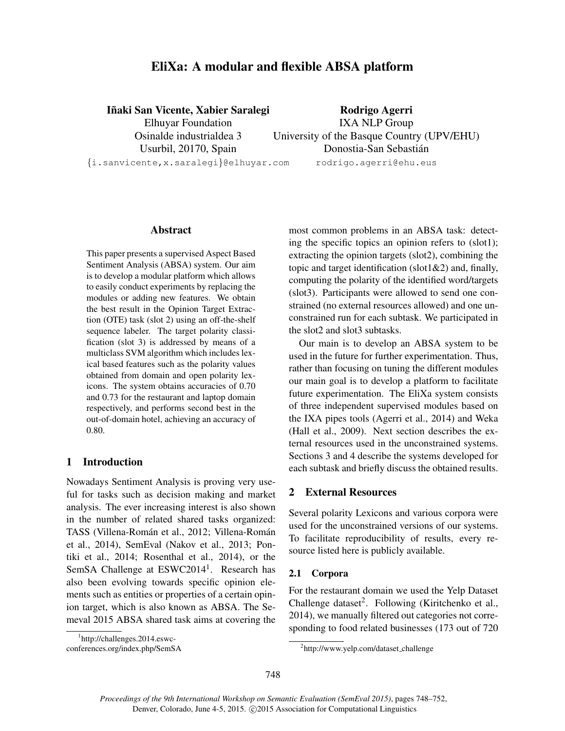# EliXa: A modular and flexible ABSA platform

**Iñaki San Vicente, Xabier Saralegi**
Elhuyar Foundation
Osinalde industrialdea 3
Usurbil, 20170, Spain
{i.sanvicente,x.saralegi}@elhuyar.com

**Rodrigo Agerri**
IXA NLP Group
University of the Basque Country (UPV/EHU)
Donostia-San Sebastián
rodrigo.agerri@ehu.eus

## Abstract

This paper presents a supervised Aspect Based Sentiment Analysis (ABSA) system. Our aim is to develop a modular platform which allows to easily conduct experiments by replacing the modules or adding new features. We obtain the best result in the Opinion Target Extraction (OTE) task (slot 2) using an off-the-shelf sequence labeler. The target polarity classification (slot 3) is addressed by means of a multiclass SVM algorithm which includes lexical based features such as the polarity values obtained from domain and open polarity lexicons. The system obtains accuracies of 0.70 and 0.73 for the restaurant and laptop domain respectively, and performs second best in the out-of-domain hotel, achieving an accuracy of 0.80.

## 1 Introduction

Nowadays Sentiment Analysis is proving very useful for tasks such as decision making and market analysis. The ever increasing interest is also shown in the number of related shared tasks organized: TASS (Villena-Román et al., 2012; Villena-Román et al., 2014), SemEval (Nakov et al., 2013; Pontiki et al., 2014; Rosenthal et al., 2014), or the SemSA Challenge at ESWC2014[1]. Research has also been evolving towards specific opinion elements such as entities or properties of a certain opinion target, which is also known as ABSA. The Semeval 2015 ABSA shared task aims at covering the most common problems in an ABSA task: detecting the specific topics an opinion refers to (slot1); extracting the opinion targets (slot2), combining the topic and target identification (slot1&2) and, finally, computing the polarity of the identified word/targets (slot3). Participants were allowed to send one constrained (no external resources allowed) and one unconstrained run for each subtask. We participated in the slot2 and slot3 subtasks.

Our main is to develop an ABSA system to be used in the future for further experimentation. Thus, rather than focusing on tuning the different modules our main goal is to develop a platform to facilitate future experimentation. The EliXa system consists of three independent supervised modules based on the IXA pipes tools (Agerri et al., 2014) and Weka (Hall et al., 2009). Next section describes the external resources used in the unconstrained systems. Sections 3 and 4 describe the systems developed for each subtask and briefly discuss the obtained results.

## 2 External Resources

Several polarity Lexicons and various corpora were used for the unconstrained versions of our systems. To facilitate reproducibility of results, every resource listed here is publicly available.

### 2.1 Corpora

For the restaurant domain we used the Yelp Dataset Challenge dataset[2]. Following (Kiritchenko et al., 2014), we manually filtered out categories not corresponding to food related businesses (173 out of 720

[1] http://challenges.2014.eswc-conferences.org/index.php/SemSA

[2] http://www.yelp.com/dataset_challenge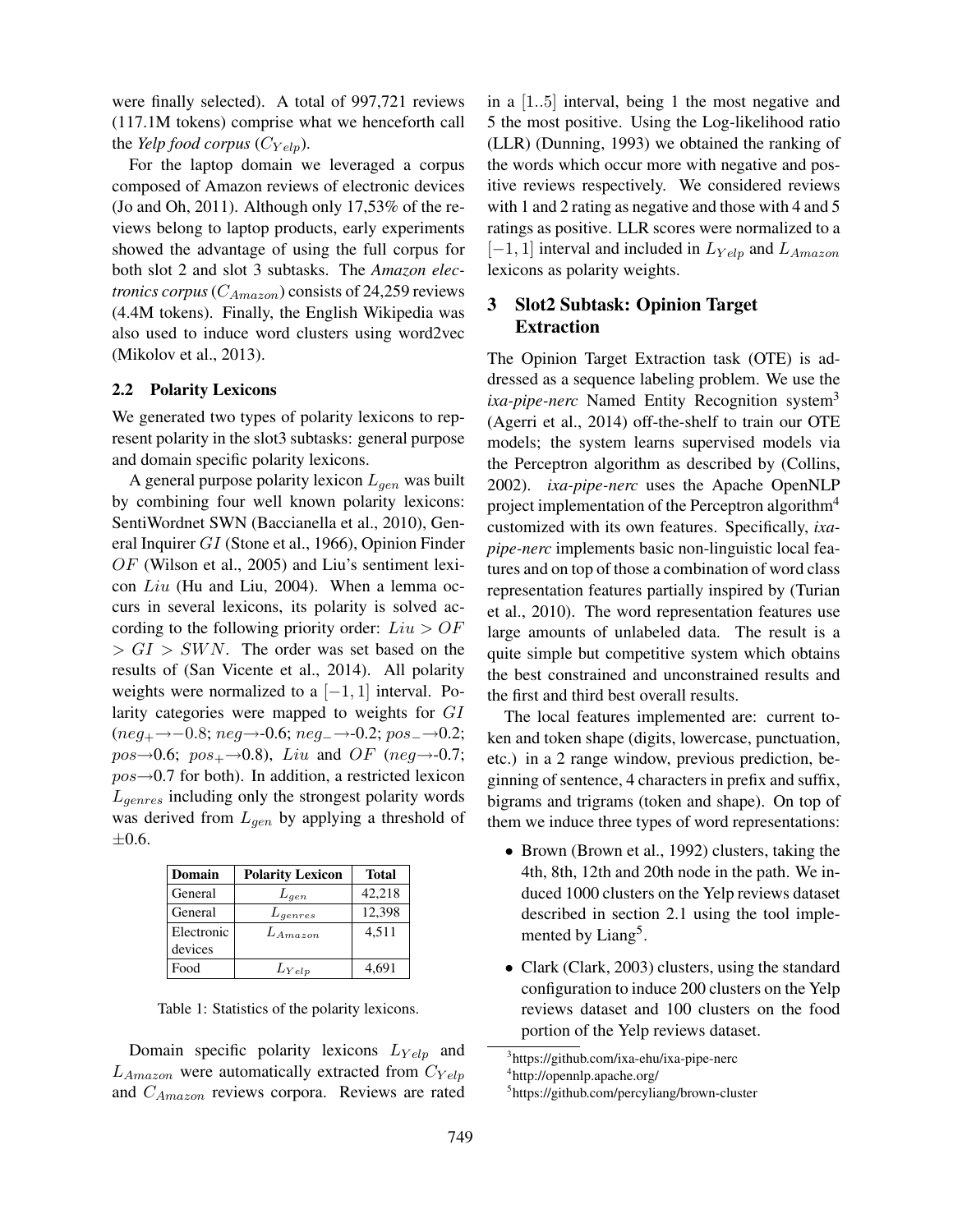were finally selected). A total of 997,721 reviews (117.1M tokens) comprise what we henceforth call the *Yelp food corpus* ($C_{Yelp}$).

For the laptop domain we leveraged a corpus composed of Amazon reviews of electronic devices (Jo and Oh, 2011). Although only 17,53% of the reviews belong to laptop products, early experiments showed the advantage of using the full corpus for both slot 2 and slot 3 subtasks. The *Amazon electronics corpus* ($C_{Amazon}$) consists of 24,259 reviews (4.4M tokens). Finally, the English Wikipedia was also used to induce word clusters using word2vec (Mikolov et al., 2013).

### 2.2 Polarity Lexicons

We generated two types of polarity lexicons to represent polarity in the slot3 subtasks: general purpose and domain specific polarity lexicons.

A general purpose polarity lexicon $L_{gen}$ was built by combining four well known polarity lexicons: SentiWordnet SWN (Baccianella et al., 2010), General Inquirer $GI$ (Stone et al., 1966), Opinion Finder $OF$ (Wilson et al., 2005) and Liu's sentiment lexicon $Liu$ (Hu and Liu, 2004). When a lemma occurs in several lexicons, its polarity is solved according to the following priority order: $Liu > OF > GI > SWN$. The order was set based on the results of (San Vicente et al., 2014). All polarity weights were normalized to a $[-1, 1]$ interval. Polarity categories were mapped to weights for $GI$ ($neg_{+} \rightarrow -0.8$; $neg \rightarrow$-0.6; $neg_{-} \rightarrow$-0.2; $pos_{-} \rightarrow$0.2; $pos \rightarrow$0.6; $pos_{+} \rightarrow$0.8), $Liu$ and $OF$ ($neg \rightarrow$-0.7; $pos \rightarrow$0.7 for both). In addition, a restricted lexicon $L_{genres}$ including only the strongest polarity words was derived from $L_{gen}$ by applying a threshold of $\pm$0.6.

| Domain | Polarity Lexicon | Total |
|---|---|---|
| General | $L_{gen}$ | 42,218 |
| General | $L_{genres}$ | 12,398 |
| Electronic devices | $L_{Amazon}$ | 4,511 |
| Food | $L_{Yelp}$ | 4,691 |

Table 1: Statistics of the polarity lexicons.

Domain specific polarity lexicons $L_{Yelp}$ and $L_{Amazon}$ were automatically extracted from $C_{Yelp}$ and $C_{Amazon}$ reviews corpora. Reviews are rated in a $[1..5]$ interval, being 1 the most negative and 5 the most positive. Using the Log-likelihood ratio (LLR) (Dunning, 1993) we obtained the ranking of the words which occur more with negative and positive reviews respectively. We considered reviews with 1 and 2 rating as negative and those with 4 and 5 ratings as positive. LLR scores were normalized to a $[-1, 1]$ interval and included in $L_{Yelp}$ and $L_{Amazon}$ lexicons as polarity weights.

## 3 Slot2 Subtask: Opinion Target Extraction

The Opinion Target Extraction task (OTE) is addressed as a sequence labeling problem. We use the *ixa-pipe-nerc* Named Entity Recognition system[3] (Agerri et al., 2014) off-the-shelf to train our OTE models; the system learns supervised models via the Perceptron algorithm as described by (Collins, 2002). *ixa-pipe-nerc* uses the Apache OpenNLP project implementation of the Perceptron algorithm[4] customized with its own features. Specifically, *ixa-pipe-nerc* implements basic non-linguistic local features and on top of those a combination of word class representation features partially inspired by (Turian et al., 2010). The word representation features use large amounts of unlabeled data. The result is a quite simple but competitive system which obtains the best constrained and unconstrained results and the first and third best overall results.

The local features implemented are: current token and token shape (digits, lowercase, punctuation, etc.) in a 2 range window, previous prediction, beginning of sentence, 4 characters in prefix and suffix, bigrams and trigrams (token and shape). On top of them we induce three types of word representations:

- Brown (Brown et al., 1992) clusters, taking the 4th, 8th, 12th and 20th node in the path. We induced 1000 clusters on the Yelp reviews dataset described in section 2.1 using the tool implemented by Liang[5].
- Clark (Clark, 2003) clusters, using the standard configuration to induce 200 clusters on the Yelp reviews dataset and 100 clusters on the food portion of the Yelp reviews dataset.

[3] https://github.com/ixa-ehu/ixa-pipe-nerc

[4] http://opennlp.apache.org/

[5] https://github.com/percyliang/brown-cluster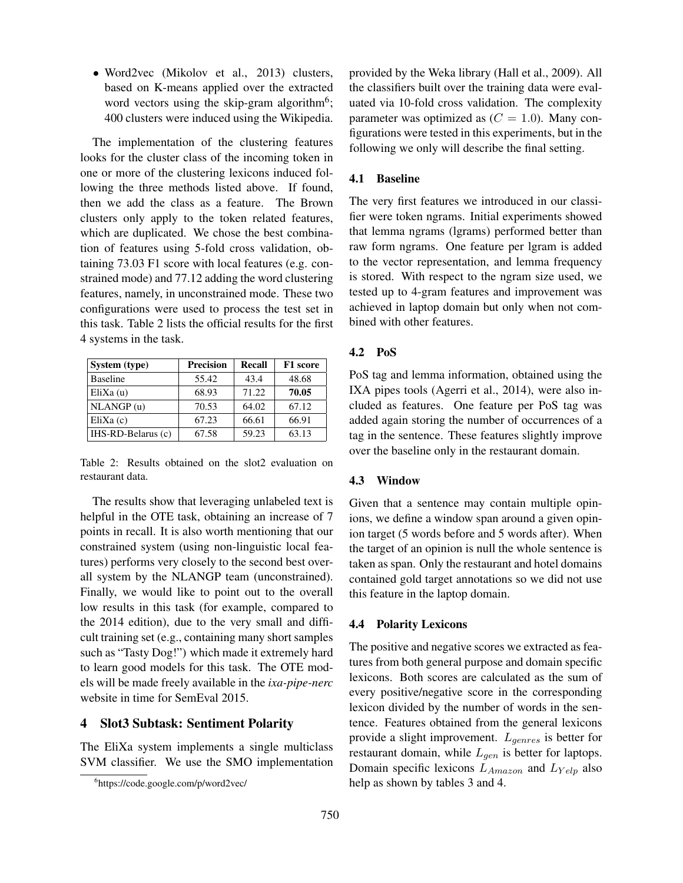- Word2vec (Mikolov et al., 2013) clusters, based on K-means applied over the extracted word vectors using the skip-gram algorithm[6]; 400 clusters were induced using the Wikipedia.

The implementation of the clustering features looks for the cluster class of the incoming token in one or more of the clustering lexicons induced following the three methods listed above. If found, then we add the class as a feature. The Brown clusters only apply to the token related features, which are duplicated. We chose the best combination of features using 5-fold cross validation, obtaining 73.03 F1 score with local features (e.g. constrained mode) and 77.12 adding the word clustering features, namely, in unconstrained mode. These two configurations were used to process the test set in this task. Table 2 lists the official results for the first 4 systems in the task.

| System (type) | Precision | Recall | F1 score |
|---|---|---|---|
| Baseline | 55.42 | 43.4 | 48.68 |
| EliXa (u) | 68.93 | 71.22 | **70.05** |
| NLANGP (u) | 70.53 | 64.02 | 67.12 |
| EliXa (c) | 67.23 | 66.61 | 66.91 |
| IHS-RD-Belarus (c) | 67.58 | 59.23 | 63.13 |

Table 2: Results obtained on the slot2 evaluation on restaurant data.

The results show that leveraging unlabeled text is helpful in the OTE task, obtaining an increase of 7 points in recall. It is also worth mentioning that our constrained system (using non-linguistic local features) performs very closely to the second best overall system by the NLANGP team (unconstrained). Finally, we would like to point out to the overall low results in this task (for example, compared to the 2014 edition), due to the very small and difficult training set (e.g., containing many short samples such as "Tasty Dog!") which made it extremely hard to learn good models for this task. The OTE models will be made freely available in the *ixa-pipe-nerc* website in time for SemEval 2015.

## 4 Slot3 Subtask: Sentiment Polarity

The EliXa system implements a single multiclass SVM classifier. We use the SMO implementation provided by the Weka library (Hall et al., 2009). All the classifiers built over the training data were evaluated via 10-fold cross validation. The complexity parameter was optimized as ($C = 1.0$). Many configurations were tested in this experiments, but in the following we only will describe the final setting.

### 4.1 Baseline

The very first features we introduced in our classifier were token ngrams. Initial experiments showed that lemma ngrams (lgrams) performed better than raw form ngrams. One feature per lgram is added to the vector representation, and lemma frequency is stored. With respect to the ngram size used, we tested up to 4-gram features and improvement was achieved in laptop domain but only when not combined with other features.

### 4.2 PoS

PoS tag and lemma information, obtained using the IXA pipes tools (Agerri et al., 2014), were also included as features. One feature per PoS tag was added again storing the number of occurrences of a tag in the sentence. These features slightly improve over the baseline only in the restaurant domain.

### 4.3 Window

Given that a sentence may contain multiple opinions, we define a window span around a given opinion target (5 words before and 5 words after). When the target of an opinion is null the whole sentence is taken as span. Only the restaurant and hotel domains contained gold target annotations so we did not use this feature in the laptop domain.

### 4.4 Polarity Lexicons

The positive and negative scores we extracted as features from both general purpose and domain specific lexicons. Both scores are calculated as the sum of every positive/negative score in the corresponding lexicon divided by the number of words in the sentence. Features obtained from the general lexicons provide a slight improvement. $L_{genres}$ is better for restaurant domain, while $L_{gen}$ is better for laptops. Domain specific lexicons $L_{Amazon}$ and $L_{Yelp}$ also help as shown by tables 3 and 4.

[6]https://code.google.com/p/word2vec/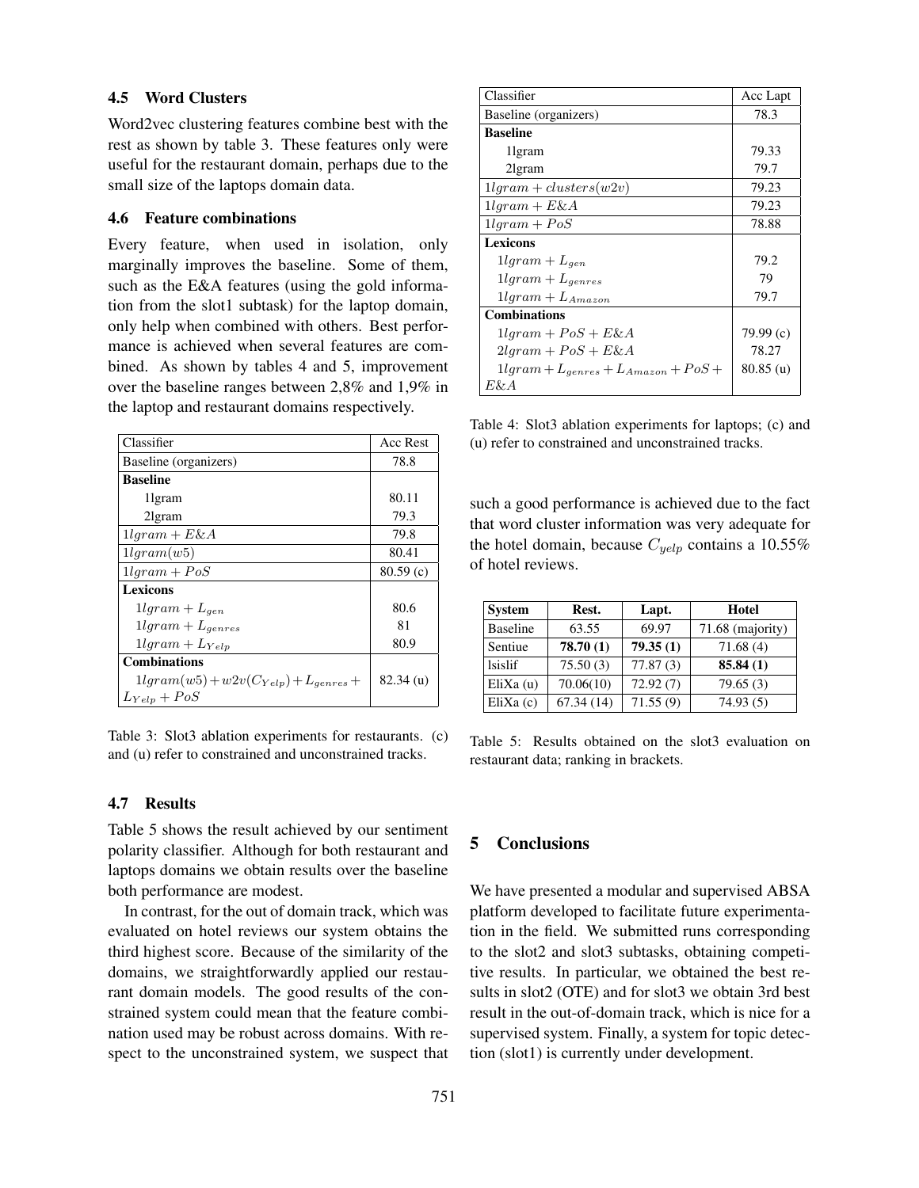### 4.5 Word Clusters

Word2vec clustering features combine best with the rest as shown by table 3. These features only were useful for the restaurant domain, perhaps due to the small size of the laptops domain data.

### 4.6 Feature combinations

Every feature, when used in isolation, only marginally improves the baseline. Some of them, such as the E&A features (using the gold information from the slot1 subtask) for the laptop domain, only help when combined with others. Best performance is achieved when several features are combined. As shown by tables 4 and 5, improvement over the baseline ranges between 2,8% and 1,9% in the laptop and restaurant domains respectively.

| Classifier | Acc Rest |
|---|---|
| Baseline (organizers) | 78.8 |
| **Baseline** | |
| 1lgram | 80.11 |
| 2lgram | 79.3 |
| $1lgram + E\&A$ | 79.8 |
| $1lgram(w5)$ | 80.41 |
| $1lgram + PoS$ | 80.59 (c) |
| **Lexicons** | |
| $1lgram + L_{gen}$ | 80.6 |
| $1lgram + L_{genres}$ | 81 |
| $1lgram + L_{Yelp}$ | 80.9 |
| **Combinations** | |
| $1lgram(w5) + w2v(C_{Yelp}) + L_{genres} + L_{Yelp} + PoS$ | 82.34 (u) |

Table 3: Slot3 ablation experiments for restaurants. (c) and (u) refer to constrained and unconstrained tracks.

### 4.7 Results

Table 5 shows the result achieved by our sentiment polarity classifier. Although for both restaurant and laptops domains we obtain results over the baseline both performance are modest.

In contrast, for the out of domain track, which was evaluated on hotel reviews our system obtains the third highest score. Because of the similarity of the domains, we straightforwardly applied our restaurant domain models. The good results of the constrained system could mean that the feature combination used may be robust across domains. With respect to the unconstrained system, we suspect that such a good performance is achieved due to the fact that word cluster information was very adequate for the hotel domain, because $C_{yelp}$ contains a 10.55% of hotel reviews.

| Classifier | Acc Lapt |
|---|---|
| Baseline (organizers) | 78.3 |
| **Baseline** | |
| 1lgram | 79.33 |
| 2lgram | 79.7 |
| $1lgram + clusters(w2v)$ | 79.23 |
| $1lgram + E\&A$ | 79.23 |
| $1lgram + PoS$ | 78.88 |
| **Lexicons** | |
| $1lgram + L_{gen}$ | 79.2 |
| $1lgram + L_{genres}$ | 79 |
| $1lgram + L_{Amazon}$ | 79.7 |
| **Combinations** | |
| $1lgram + PoS + E\&A$ | 79.99 (c) |
| $2lgram + PoS + E\&A$ | 78.27 |
| $1lgram + L_{genres} + L_{Amazon} + PoS + E\&A$ | 80.85 (u) |

Table 4: Slot3 ablation experiments for laptops; (c) and (u) refer to constrained and unconstrained tracks.

| System | Rest. | Lapt. | Hotel |
|---|---|---|---|
| Baseline | 63.55 | 69.97 | 71.68 (majority) |
| Sentiue | **78.70 (1)** | **79.35 (1)** | 71.68 (4) |
| lsislif | 75.50 (3) | 77.87 (3) | **85.84 (1)** |
| EliXa (u) | 70.06(10) | 72.92 (7) | 79.65 (3) |
| EliXa (c) | 67.34 (14) | 71.55 (9) | 74.93 (5) |

Table 5: Results obtained on the slot3 evaluation on restaurant data; ranking in brackets.

## 5 Conclusions

We have presented a modular and supervised ABSA platform developed to facilitate future experimentation in the field. We submitted runs corresponding to the slot2 and slot3 subtasks, obtaining competitive results. In particular, we obtained the best results in slot2 (OTE) and for slot3 we obtain 3rd best result in the out-of-domain track, which is nice for a supervised system. Finally, a system for topic detection (slot1) is currently under development.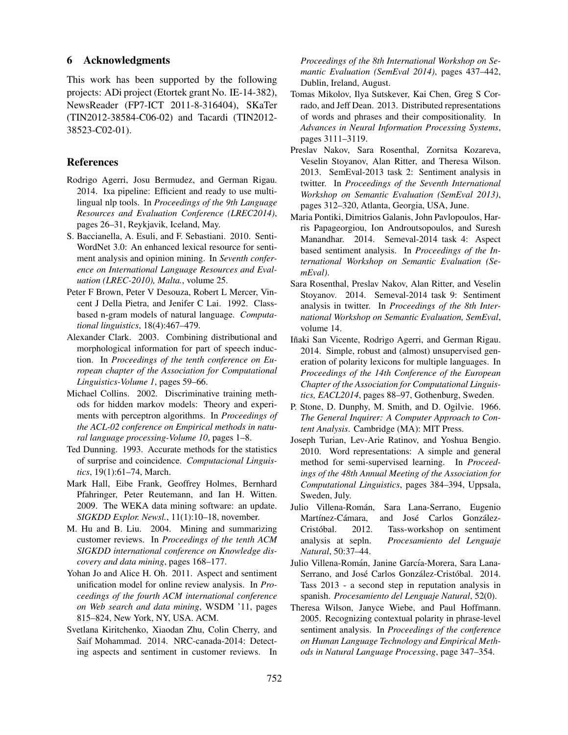## 6 Acknowledgments

This work has been supported by the following projects: ADi project (Etortek grant No. IE-14-382), NewsReader (FP7-ICT 2011-8-316404), SKaTer (TIN2012-38584-C06-02) and Tacardi (TIN2012-38523-C02-01).

## References

Rodrigo Agerri, Josu Bermudez, and German Rigau. 2014. Ixa pipeline: Efficient and ready to use multilingual nlp tools. In *Proceedings of the 9th Language Resources and Evaluation Conference (LREC2014)*, pages 26–31, Reykjavik, Iceland, May.

S. Baccianella, A. Esuli, and F. Sebastiani. 2010. SentiWordNet 3.0: An enhanced lexical resource for sentiment analysis and opinion mining. In *Seventh conference on International Language Resources and Evaluation (LREC-2010), Malta.*, volume 25.

Peter F Brown, Peter V Desouza, Robert L Mercer, Vincent J Della Pietra, and Jenifer C Lai. 1992. Class-based n-gram models of natural language. *Computational linguistics*, 18(4):467–479.

Alexander Clark. 2003. Combining distributional and morphological information for part of speech induction. In *Proceedings of the tenth conference on European chapter of the Association for Computational Linguistics-Volume 1*, pages 59–66.

Michael Collins. 2002. Discriminative training methods for hidden markov models: Theory and experiments with perceptron algorithms. In *Proceedings of the ACL-02 conference on Empirical methods in natural language processing-Volume 10*, pages 1–8.

Ted Dunning. 1993. Accurate methods for the statistics of surprise and coincidence. *Computacional Linguistics*, 19(1):61–74, March.

Mark Hall, Eibe Frank, Geoffrey Holmes, Bernhard Pfahringer, Peter Reutemann, and Ian H. Witten. 2009. The WEKA data mining software: an update. *SIGKDD Explor. Newsl.*, 11(1):10–18, november.

M. Hu and B. Liu. 2004. Mining and summarizing customer reviews. In *Proceedings of the tenth ACM SIGKDD international conference on Knowledge discovery and data mining*, pages 168–177.

Yohan Jo and Alice H. Oh. 2011. Aspect and sentiment unification model for online review analysis. In *Proceedings of the fourth ACM international conference on Web search and data mining*, WSDM '11, pages 815–824, New York, NY, USA. ACM.

Svetlana Kiritchenko, Xiaodan Zhu, Colin Cherry, and Saif Mohammad. 2014. NRC-canada-2014: Detecting aspects and sentiment in customer reviews. In *Proceedings of the 8th International Workshop on Semantic Evaluation (SemEval 2014)*, pages 437–442, Dublin, Ireland, August.

Tomas Mikolov, Ilya Sutskever, Kai Chen, Greg S Corrado, and Jeff Dean. 2013. Distributed representations of words and phrases and their compositionality. In *Advances in Neural Information Processing Systems*, pages 3111–3119.

Preslav Nakov, Sara Rosenthal, Zornitsa Kozareva, Veselin Stoyanov, Alan Ritter, and Theresa Wilson. 2013. SemEval-2013 task 2: Sentiment analysis in twitter. In *Proceedings of the Seventh International Workshop on Semantic Evaluation (SemEval 2013)*, pages 312–320, Atlanta, Georgia, USA, June.

Maria Pontiki, Dimitrios Galanis, John Pavlopoulos, Harris Papageorgiou, Ion Androutsopoulos, and Suresh Manandhar. 2014. Semeval-2014 task 4: Aspect based sentiment analysis. In *Proceedings of the International Workshop on Semantic Evaluation (SemEval)*.

Sara Rosenthal, Preslav Nakov, Alan Ritter, and Veselin Stoyanov. 2014. Semeval-2014 task 9: Sentiment analysis in twitter. In *Proceedings of the 8th International Workshop on Semantic Evaluation, SemEval*, volume 14.

Iñaki San Vicente, Rodrigo Agerri, and German Rigau. 2014. Simple, robust and (almost) unsupervised generation of polarity lexicons for multiple languages. In *Proceedings of the 14th Conference of the European Chapter of the Association for Computational Linguistics, EACL2014*, pages 88–97, Gothenburg, Sweden.

P. Stone, D. Dunphy, M. Smith, and D. Ogilvie. 1966. *The General Inquirer: A Computer Approach to Content Analysis*. Cambridge (MA): MIT Press.

Joseph Turian, Lev-Arie Ratinov, and Yoshua Bengio. 2010. Word representations: A simple and general method for semi-supervised learning. In *Proceedings of the 48th Annual Meeting of the Association for Computational Linguistics*, pages 384–394, Uppsala, Sweden, July.

Julio Villena-Román, Sara Lana-Serrano, Eugenio Martínez-Cámara, and José Carlos González-Cristóbal. 2012. Tass-workshop on sentiment analysis at sepln. *Procesamiento del Lenguaje Natural*, 50:37–44.

Julio Villena-Román, Janine García-Morera, Sara Lana-Serrano, and José Carlos González-Cristóbal. 2014. Tass 2013 - a second step in reputation analysis in spanish. *Procesamiento del Lenguaje Natural*, 52(0).

Theresa Wilson, Janyce Wiebe, and Paul Hoffmann. 2005. Recognizing contextual polarity in phrase-level sentiment analysis. In *Proceedings of the conference on Human Language Technology and Empirical Methods in Natural Language Processing*, page 347–354.